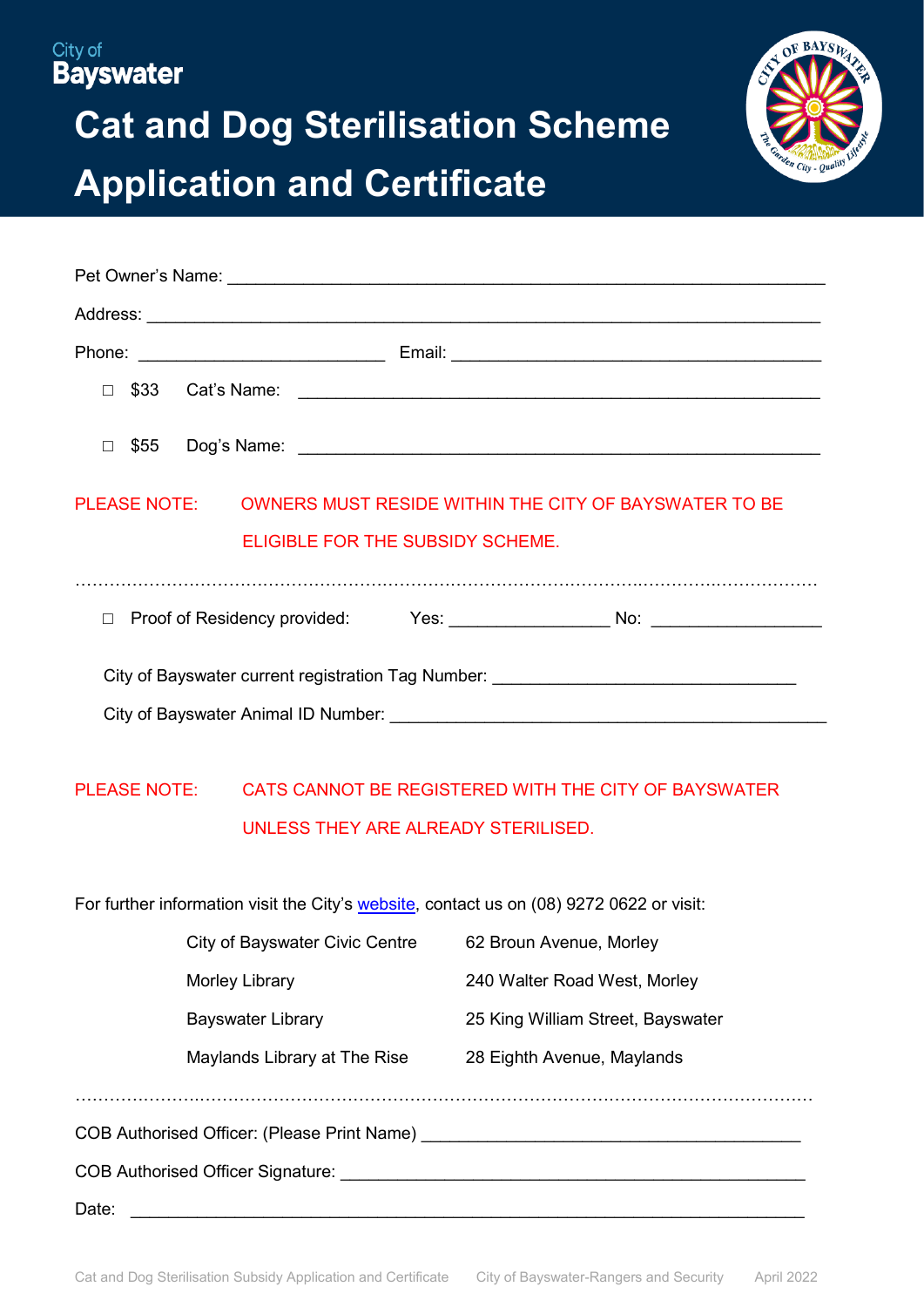City of
Bayswater

# Cat and Dog Sterilisation Scheme Application and Certificate

Pet Owner's Name: ______________________________________________________________

Address: ______________________________________________________________________

Phone: __________________________ Email: ______________________________________

☐ $33 Cat's Name: ______________________________________________________

☐ $55 Dog's Name: ______________________________________________________

PLEASE NOTE: OWNERS MUST RESIDE WITHIN THE CITY OF BAYSWATER TO BE ELIGIBLE FOR THE SUBSIDY SCHEME.

..................................................................................................................................................

☐ Proof of Residency provided: Yes: ________________ No: _________________

City of Bayswater current registration Tag Number: _______________________________

City of Bayswater Animal ID Number: _____________________________________________

PLEASE NOTE: CATS CANNOT BE REGISTERED WITH THE CITY OF BAYSWATER UNLESS THEY ARE ALREADY STERILISED.

For further information visit the City's website, contact us on (08) 9272 0622 or visit:

| | |
|---|---|
| City of Bayswater Civic Centre | 62 Broun Avenue, Morley |
| Morley Library | 240 Walter Road West, Morley |
| Bayswater Library | 25 King William Street, Bayswater |
| Maylands Library at The Rise | 28 Eighth Avenue, Maylands |

..................................................................................................................................................

COB Authorised Officer: (Please Print Name) ________________________________________

COB Authorised Officer Signature: _______________________________________________

Date: ______________________________________________________________________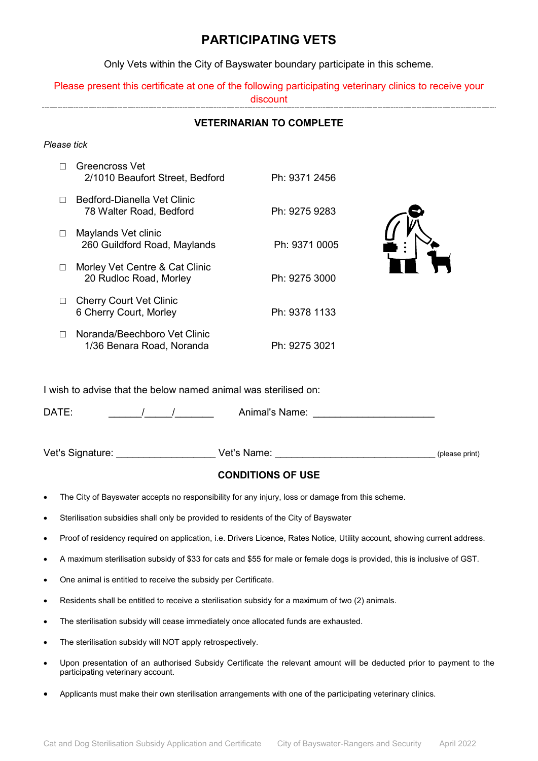# PARTICIPATING VETS

Only Vets within the City of Bayswater boundary participate in this scheme.

Please present this certificate at one of the following participating veterinary clinics to receive your discount

---

## VETERINARIAN TO COMPLETE

*Please tick*

- ☐ Greencross Vet
  2/1010 Beaufort Street, Bedford — Ph: 9371 2456
- ☐ Bedford-Dianella Vet Clinic
  78 Walter Road, Bedford — Ph: 9275 9283
- ☐ Maylands Vet clinic
  260 Guildford Road, Maylands — Ph: 9371 0005
- ☐ Morley Vet Centre & Cat Clinic
  20 Rudloc Road, Morley — Ph: 9275 3000
- ☐ Cherry Court Vet Clinic
  6 Cherry Court, Morley — Ph: 9378 1133
- ☐ Noranda/Beechboro Vet Clinic
  1/36 Benara Road, Noranda — Ph: 9275 3021

I wish to advise that the below named animal was sterilised on:

DATE: ______/_____/_______ Animal's Name: ______________________

Vet's Signature: __________________ Vet's Name: _____________________________ (please print)

## CONDITIONS OF USE

- The City of Bayswater accepts no responsibility for any injury, loss or damage from this scheme.
- Sterilisation subsidies shall only be provided to residents of the City of Bayswater
- Proof of residency required on application, i.e. Drivers Licence, Rates Notice, Utility account, showing current address.
- A maximum sterilisation subsidy of $33 for cats and $55 for male or female dogs is provided, this is inclusive of GST.
- One animal is entitled to receive the subsidy per Certificate.
- Residents shall be entitled to receive a sterilisation subsidy for a maximum of two (2) animals.
- The sterilisation subsidy will cease immediately once allocated funds are exhausted.
- The sterilisation subsidy will NOT apply retrospectively.
- Upon presentation of an authorised Subsidy Certificate the relevant amount will be deducted prior to payment to the participating veterinary account.
- Applicants must make their own sterilisation arrangements with one of the participating veterinary clinics.